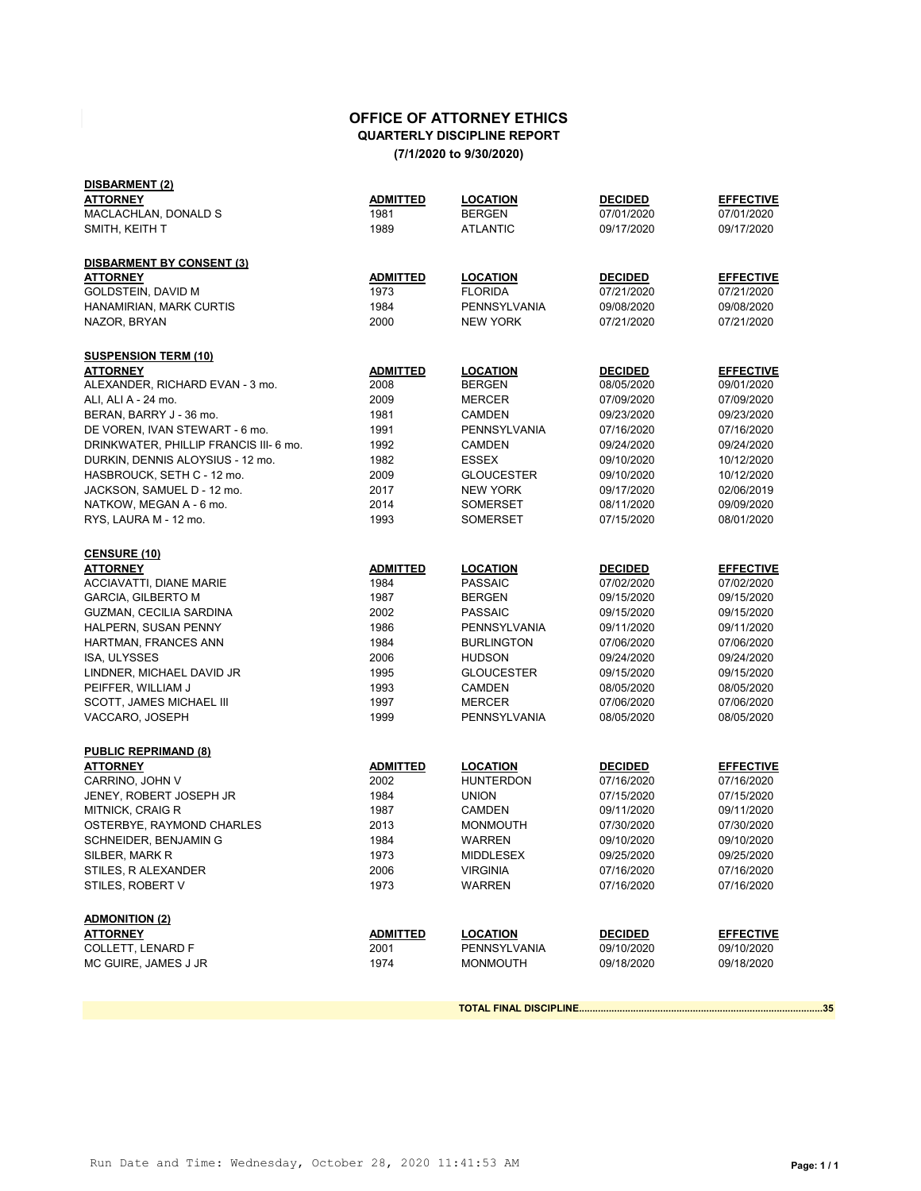# OFFICE OF ATTORNEY ETHICS

## QUARTERLY DISCIPLINE REPORT

**(7/1/2020 to 9/30/2020)**

### DISBARMENT (2)

| ATTORNEY | ADMITTED | LOCATION | DECIDED | EFFECTIVE |
|---|---|---|---|---|
| MACLACHLAN, DONALD S | 1981 | BERGEN | 07/01/2020 | 07/01/2020 |
| SMITH, KEITH T | 1989 | ATLANTIC | 09/17/2020 | 09/17/2020 |

### DISBARMENT BY CONSENT (3)

| ATTORNEY | ADMITTED | LOCATION | DECIDED | EFFECTIVE |
|---|---|---|---|---|
| GOLDSTEIN, DAVID M | 1973 | FLORIDA | 07/21/2020 | 07/21/2020 |
| HANAMIRIAN, MARK CURTIS | 1984 | PENNSYLVANIA | 09/08/2020 | 09/08/2020 |
| NAZOR, BRYAN | 2000 | NEW YORK | 07/21/2020 | 07/21/2020 |

### SUSPENSION TERM (10)

| ATTORNEY | ADMITTED | LOCATION | DECIDED | EFFECTIVE |
|---|---|---|---|---|
| ALEXANDER, RICHARD EVAN - 3 mo. | 2008 | BERGEN | 08/05/2020 | 09/01/2020 |
| ALI, ALI A - 24 mo. | 2009 | MERCER | 07/09/2020 | 07/09/2020 |
| BERAN, BARRY J - 36 mo. | 1981 | CAMDEN | 09/23/2020 | 09/23/2020 |
| DE VOREN, IVAN STEWART - 6 mo. | 1991 | PENNSYLVANIA | 07/16/2020 | 07/16/2020 |
| DRINKWATER, PHILLIP FRANCIS III- 6 mo. | 1992 | CAMDEN | 09/24/2020 | 09/24/2020 |
| DURKIN, DENNIS ALOYSIUS - 12 mo. | 1982 | ESSEX | 09/10/2020 | 10/12/2020 |
| HASBROUCK, SETH C - 12 mo. | 2009 | GLOUCESTER | 09/10/2020 | 10/12/2020 |
| JACKSON, SAMUEL D - 12 mo. | 2017 | NEW YORK | 09/17/2020 | 02/06/2019 |
| NATKOW, MEGAN A - 6 mo. | 2014 | SOMERSET | 08/11/2020 | 09/09/2020 |
| RYS, LAURA M - 12 mo. | 1993 | SOMERSET | 07/15/2020 | 08/01/2020 |

### CENSURE (10)

| ATTORNEY | ADMITTED | LOCATION | DECIDED | EFFECTIVE |
|---|---|---|---|---|
| ACCIAVATTI, DIANE MARIE | 1984 | PASSAIC | 07/02/2020 | 07/02/2020 |
| GARCIA, GILBERTO M | 1987 | BERGEN | 09/15/2020 | 09/15/2020 |
| GUZMAN, CECILIA SARDINA | 2002 | PASSAIC | 09/15/2020 | 09/15/2020 |
| HALPERN, SUSAN PENNY | 1986 | PENNSYLVANIA | 09/11/2020 | 09/11/2020 |
| HARTMAN, FRANCES ANN | 1984 | BURLINGTON | 07/06/2020 | 07/06/2020 |
| ISA, ULYSSES | 2006 | HUDSON | 09/24/2020 | 09/24/2020 |
| LINDNER, MICHAEL DAVID JR | 1995 | GLOUCESTER | 09/15/2020 | 09/15/2020 |
| PEIFFER, WILLIAM J | 1993 | CAMDEN | 08/05/2020 | 08/05/2020 |
| SCOTT, JAMES MICHAEL III | 1997 | MERCER | 07/06/2020 | 07/06/2020 |
| VACCARO, JOSEPH | 1999 | PENNSYLVANIA | 08/05/2020 | 08/05/2020 |

### PUBLIC REPRIMAND (8)

| ATTORNEY | ADMITTED | LOCATION | DECIDED | EFFECTIVE |
|---|---|---|---|---|
| CARRINO, JOHN V | 2002 | HUNTERDON | 07/16/2020 | 07/16/2020 |
| JENEY, ROBERT JOSEPH JR | 1984 | UNION | 07/15/2020 | 07/15/2020 |
| MITNICK, CRAIG R | 1987 | CAMDEN | 09/11/2020 | 09/11/2020 |
| OSTERBYE, RAYMOND CHARLES | 2013 | MONMOUTH | 07/30/2020 | 07/30/2020 |
| SCHNEIDER, BENJAMIN G | 1984 | WARREN | 09/10/2020 | 09/10/2020 |
| SILBER, MARK R | 1973 | MIDDLESEX | 09/25/2020 | 09/25/2020 |
| STILES, R ALEXANDER | 2006 | VIRGINIA | 07/16/2020 | 07/16/2020 |
| STILES, ROBERT V | 1973 | WARREN | 07/16/2020 | 07/16/2020 |

### ADMONITION (2)

| ATTORNEY | ADMITTED | LOCATION | DECIDED | EFFECTIVE |
|---|---|---|---|---|
| COLLETT, LENARD F | 2001 | PENNSYLVANIA | 09/10/2020 | 09/10/2020 |
| MC GUIRE, JAMES J JR | 1974 | MONMOUTH | 09/18/2020 | 09/18/2020 |

**TOTAL FINAL DISCIPLINE........................................................................................35**

Run Date and Time: Wednesday, October 28, 2020 11:41:53 AM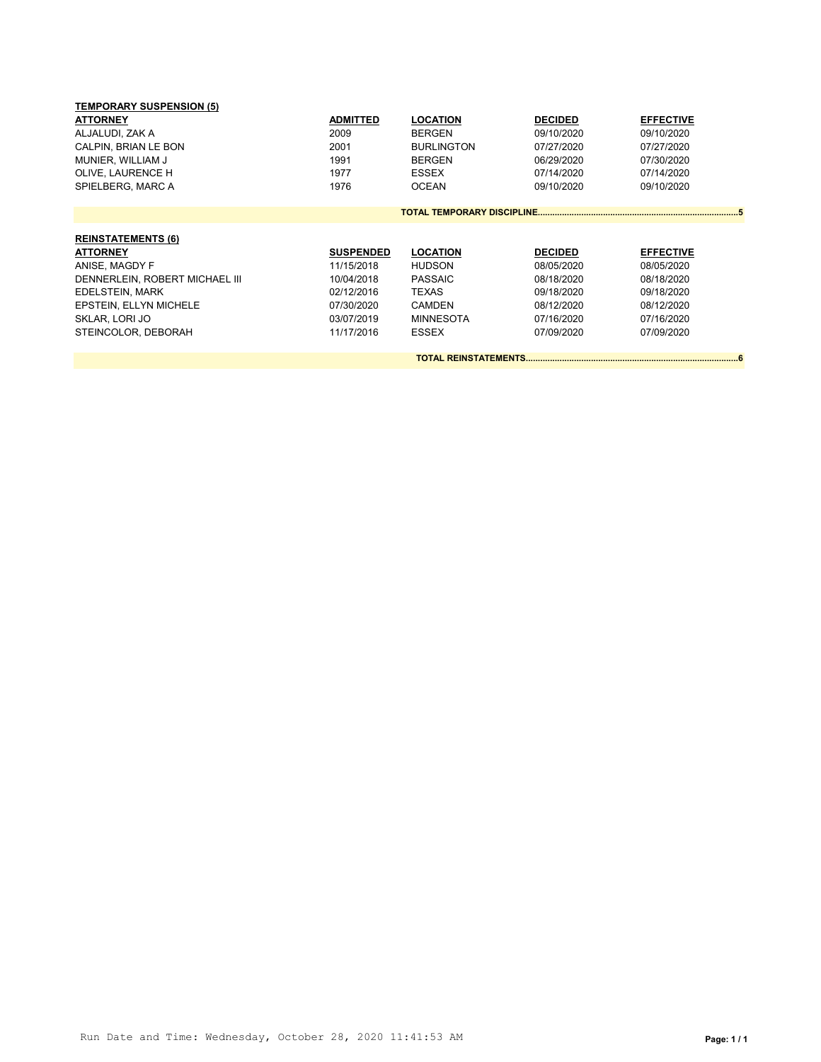**TEMPORARY SUSPENSION (5)**

| ATTORNEY | ADMITTED | LOCATION | DECIDED | EFFECTIVE |
|---|---|---|---|---|
| ALJALUDI, ZAK A | 2009 | BERGEN | 09/10/2020 | 09/10/2020 |
| CALPIN, BRIAN LE BON | 2001 | BURLINGTON | 07/27/2020 | 07/27/2020 |
| MUNIER, WILLIAM J | 1991 | BERGEN | 06/29/2020 | 07/30/2020 |
| OLIVE, LAURENCE H | 1977 | ESSEX | 07/14/2020 | 07/14/2020 |
| SPIELBERG, MARC A | 1976 | OCEAN | 09/10/2020 | 09/10/2020 |

**TOTAL TEMPORARY DISCIPLINE.....................................5**

**REINSTATEMENTS (6)**

| ATTORNEY | SUSPENDED | LOCATION | DECIDED | EFFECTIVE |
|---|---|---|---|---|
| ANISE, MAGDY F | 11/15/2018 | HUDSON | 08/05/2020 | 08/05/2020 |
| DENNERLEIN, ROBERT MICHAEL III | 10/04/2018 | PASSAIC | 08/18/2020 | 08/18/2020 |
| EDELSTEIN, MARK | 02/12/2016 | TEXAS | 09/18/2020 | 09/18/2020 |
| EPSTEIN, ELLYN MICHELE | 07/30/2020 | CAMDEN | 08/12/2020 | 08/12/2020 |
| SKLAR, LORI JO | 03/07/2019 | MINNESOTA | 07/16/2020 | 07/16/2020 |
| STEINCOLOR, DEBORAH | 11/17/2016 | ESSEX | 07/09/2020 | 07/09/2020 |

**TOTAL REINSTATEMENTS.....................................6**

Run Date and Time: Wednesday, October 28, 2020 11:41:53 AM